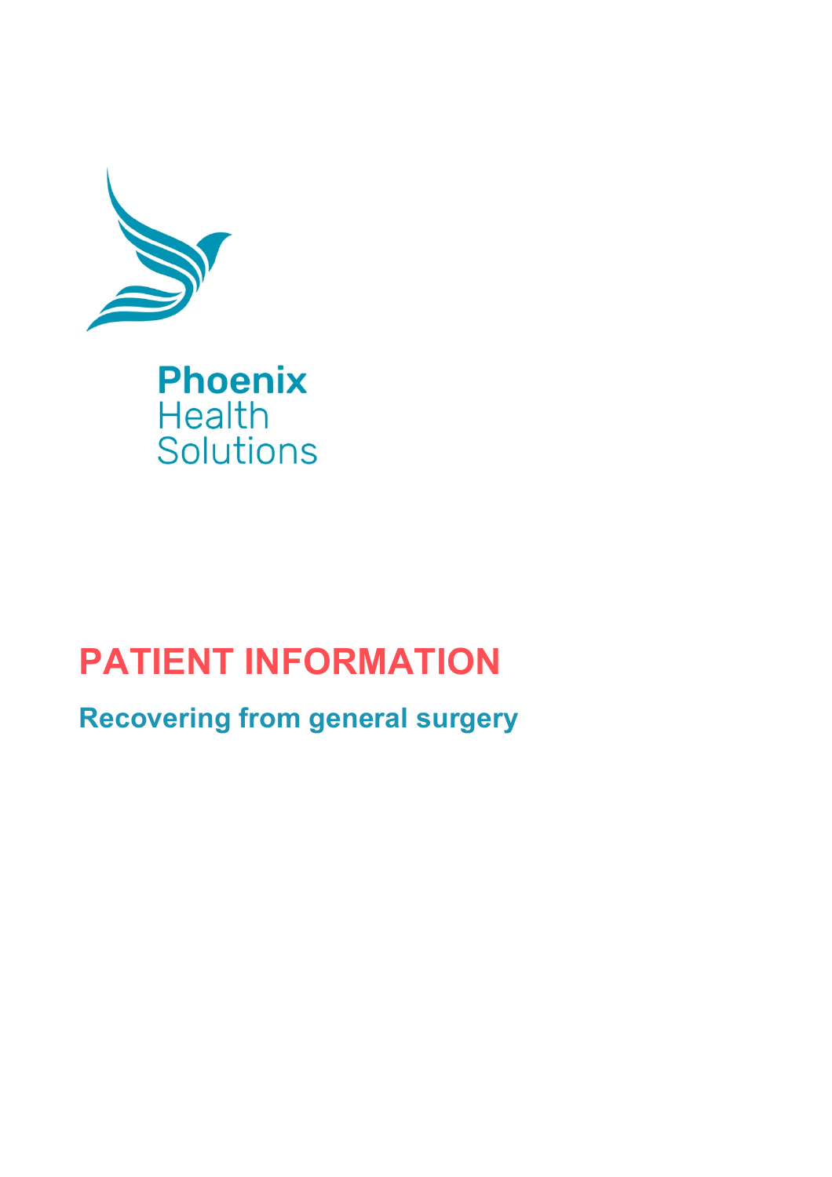Phoenix
Health
Solutions

# PATIENT INFORMATION

## Recovering from general surgery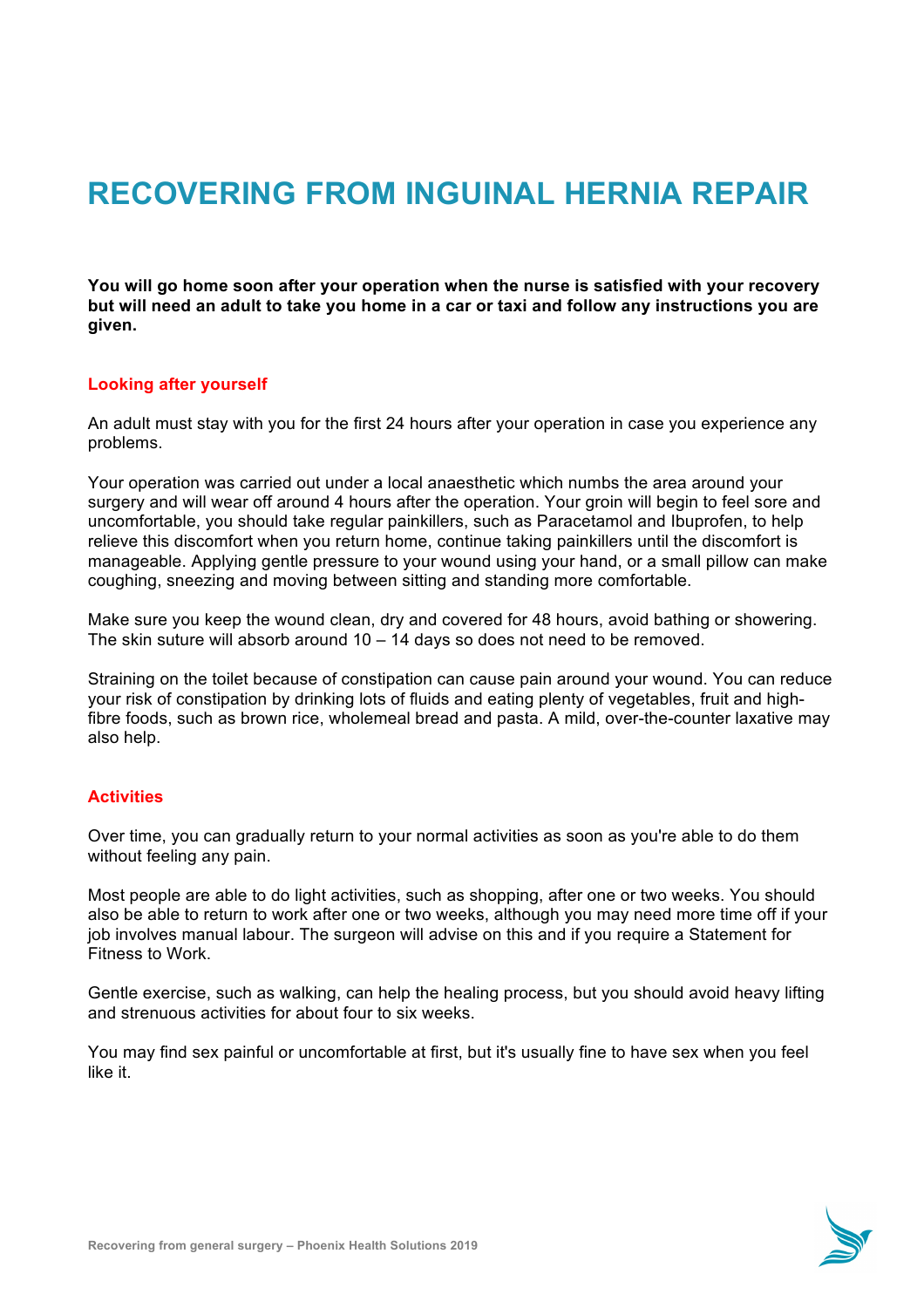# RECOVERING FROM INGUINAL HERNIA REPAIR

**You will go home soon after your operation when the nurse is satisfied with your recovery but will need an adult to take you home in a car or taxi and follow any instructions you are given.**

## Looking after yourself

An adult must stay with you for the first 24 hours after your operation in case you experience any problems.

Your operation was carried out under a local anaesthetic which numbs the area around your surgery and will wear off around 4 hours after the operation. Your groin will begin to feel sore and uncomfortable, you should take regular painkillers, such as Paracetamol and Ibuprofen, to help relieve this discomfort when you return home, continue taking painkillers until the discomfort is manageable. Applying gentle pressure to your wound using your hand, or a small pillow can make coughing, sneezing and moving between sitting and standing more comfortable.

Make sure you keep the wound clean, dry and covered for 48 hours, avoid bathing or showering. The skin suture will absorb around 10 – 14 days so does not need to be removed.

Straining on the toilet because of constipation can cause pain around your wound. You can reduce your risk of constipation by drinking lots of fluids and eating plenty of vegetables, fruit and high-fibre foods, such as brown rice, wholemeal bread and pasta. A mild, over-the-counter laxative may also help.

## Activities

Over time, you can gradually return to your normal activities as soon as you're able to do them without feeling any pain.

Most people are able to do light activities, such as shopping, after one or two weeks. You should also be able to return to work after one or two weeks, although you may need more time off if your job involves manual labour. The surgeon will advise on this and if you require a Statement for Fitness to Work.

Gentle exercise, such as walking, can help the healing process, but you should avoid heavy lifting and strenuous activities for about four to six weeks.

You may find sex painful or uncomfortable at first, but it's usually fine to have sex when you feel like it.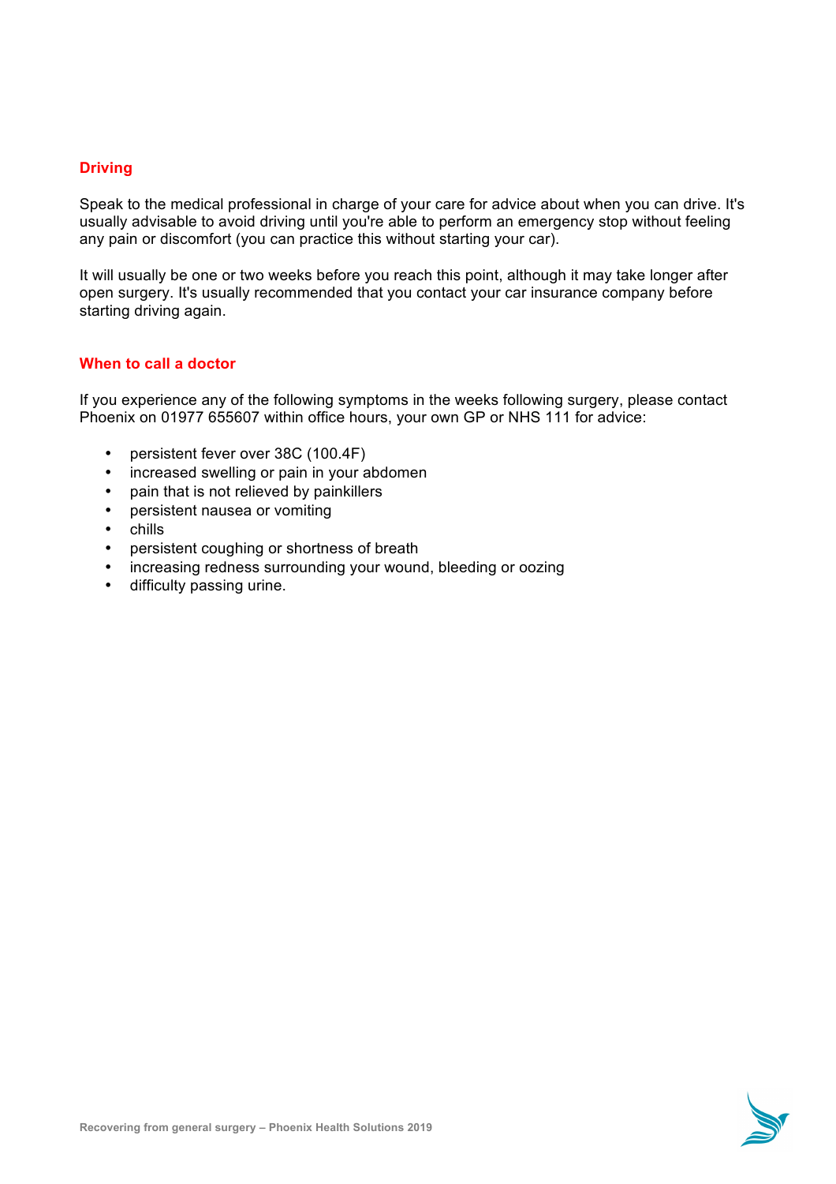## Driving

Speak to the medical professional in charge of your care for advice about when you can drive. It's usually advisable to avoid driving until you're able to perform an emergency stop without feeling any pain or discomfort (you can practice this without starting your car).

It will usually be one or two weeks before you reach this point, although it may take longer after open surgery. It's usually recommended that you contact your car insurance company before starting driving again.

## When to call a doctor

If you experience any of the following symptoms in the weeks following surgery, please contact Phoenix on 01977 655607 within office hours, your own GP or NHS 111 for advice:

- persistent fever over 38C (100.4F)
- increased swelling or pain in your abdomen
- pain that is not relieved by painkillers
- persistent nausea or vomiting
- chills
- persistent coughing or shortness of breath
- increasing redness surrounding your wound, bleeding or oozing
- difficulty passing urine.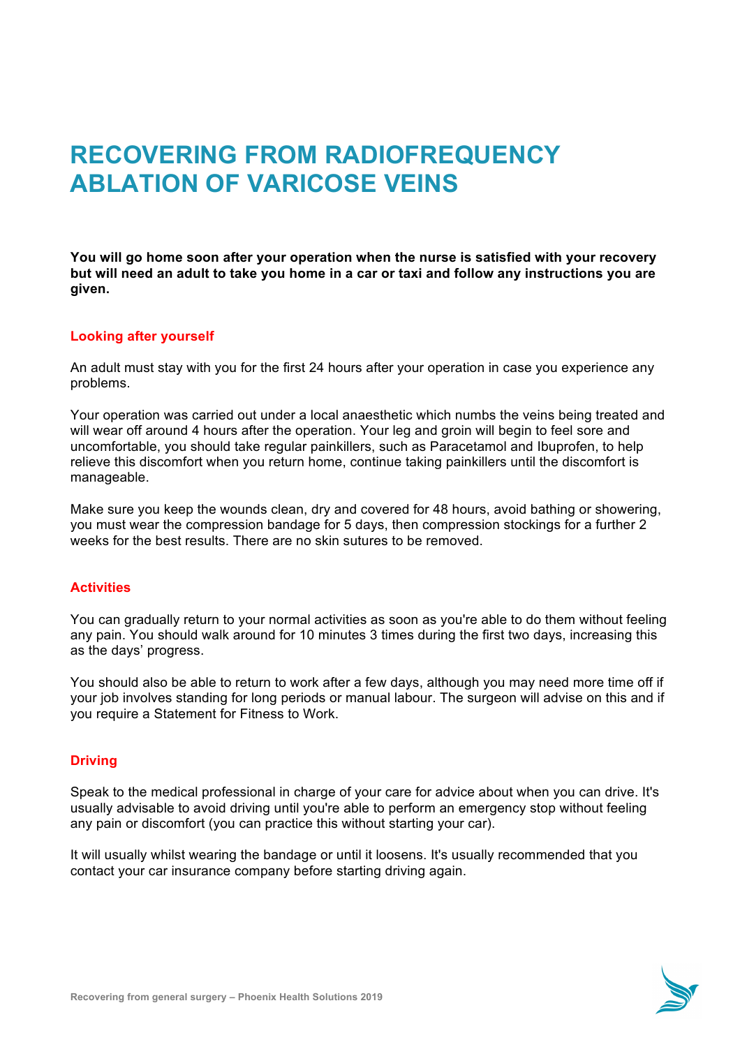# RECOVERING FROM RADIOFREQUENCY ABLATION OF VARICOSE VEINS

**You will go home soon after your operation when the nurse is satisfied with your recovery but will need an adult to take you home in a car or taxi and follow any instructions you are given.**

## Looking after yourself

An adult must stay with you for the first 24 hours after your operation in case you experience any problems.

Your operation was carried out under a local anaesthetic which numbs the veins being treated and will wear off around 4 hours after the operation. Your leg and groin will begin to feel sore and uncomfortable, you should take regular painkillers, such as Paracetamol and Ibuprofen, to help relieve this discomfort when you return home, continue taking painkillers until the discomfort is manageable.

Make sure you keep the wounds clean, dry and covered for 48 hours, avoid bathing or showering, you must wear the compression bandage for 5 days, then compression stockings for a further 2 weeks for the best results. There are no skin sutures to be removed.

## Activities

You can gradually return to your normal activities as soon as you're able to do them without feeling any pain. You should walk around for 10 minutes 3 times during the first two days, increasing this as the days' progress.

You should also be able to return to work after a few days, although you may need more time off if your job involves standing for long periods or manual labour. The surgeon will advise on this and if you require a Statement for Fitness to Work.

## Driving

Speak to the medical professional in charge of your care for advice about when you can drive. It's usually advisable to avoid driving until you're able to perform an emergency stop without feeling any pain or discomfort (you can practice this without starting your car).

It will usually whilst wearing the bandage or until it loosens. It's usually recommended that you contact your car insurance company before starting driving again.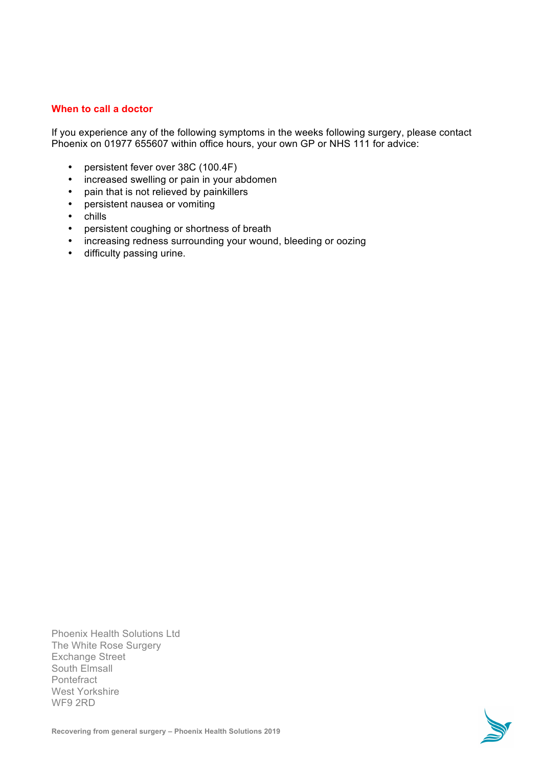## When to call a doctor

If you experience any of the following symptoms in the weeks following surgery, please contact Phoenix on 01977 655607 within office hours, your own GP or NHS 111 for advice:

- persistent fever over 38C (100.4F)
- increased swelling or pain in your abdomen
- pain that is not relieved by painkillers
- persistent nausea or vomiting
- chills
- persistent coughing or shortness of breath
- increasing redness surrounding your wound, bleeding or oozing
- difficulty passing urine.

Phoenix Health Solutions Ltd
The White Rose Surgery
Exchange Street
South Elmsall
Pontefract
West Yorkshire
WF9 2RD